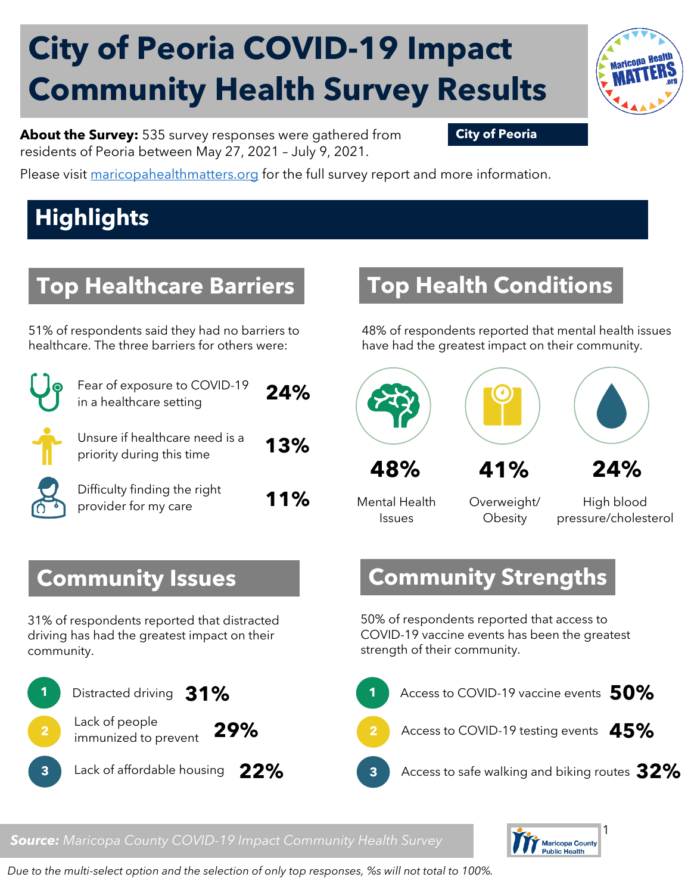# City of Peoria COVID-19 Impact Community Health Survey Results

**City of Peoria**

**About the Survey:** 535 survey responses were gathered from residents of Peoria between May 27, 2021 – July 9, 2021.

Please visit maricopahealthmatters.org for the full survey report and more information.

## Highlights

### Top Healthcare Barriers

51% of respondents said they had no barriers to healthcare. The three barriers for others were:

- Fear of exposure to COVID-19 in a healthcare setting **24%**
- Unsure if healthcare need is a priority during this time **13%**
- Difficulty finding the right provider for my care **11%**

### Top Health Conditions

48% of respondents reported that mental health issues have had the greatest impact on their community.

- **48%** Mental Health Issues
- **41%** Overweight/ Obesity
- **24%** High blood pressure/cholesterol

### Community Issues

31% of respondents reported that distracted driving has had the greatest impact on their community.

1. Distracted driving **31%**
2. Lack of people immunized to prevent **29%**
3. Lack of affordable housing **22%**

### Community Strengths

50% of respondents reported that access to COVID-19 vaccine events has been the greatest strength of their community.

1. Access to COVID-19 vaccine events **50%**
2. Access to COVID-19 testing events **45%**
3. Access to safe walking and biking routes **32%**

***Source:*** *Maricopa County COVID-19 Impact Community Health Survey*

*Due to the multi-select option and the selection of only top responses, %s will not total to 100%.*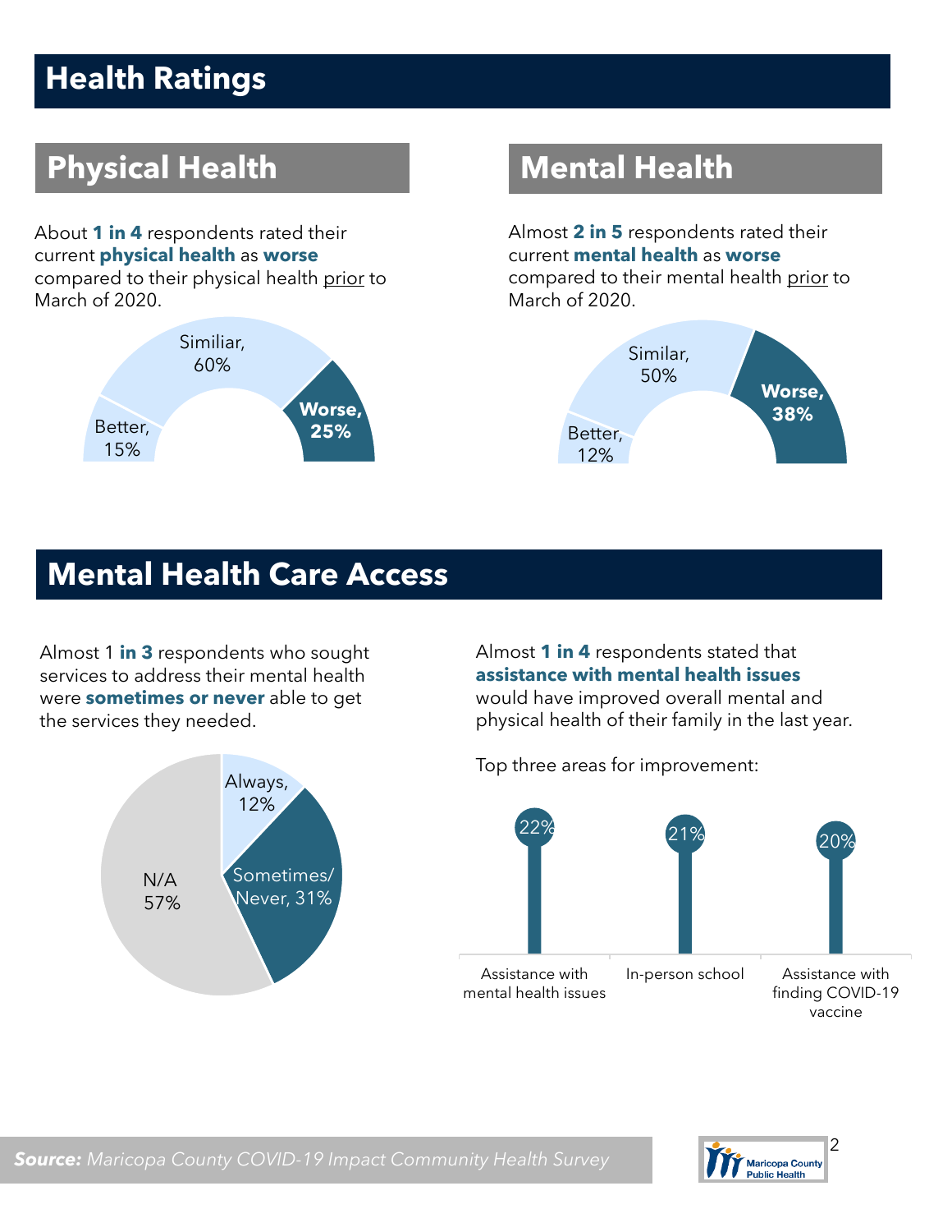# Health Ratings

## Physical Health

About **1 in 4** respondents rated their current **physical health** as **worse** compared to their physical health prior to March of 2020.

Similiar, 60%
Better, 15%
**Worse, 25%**

## Mental Health

Almost **2 in 5** respondents rated their current **mental health** as **worse** compared to their mental health prior to March of 2020.

Similar, 50%
Better, 12%
**Worse, 38%**

# Mental Health Care Access

Almost 1 **in 3** respondents who sought services to address their mental health were **sometimes or never** able to get the services they needed.

Always, 12%
Sometimes/ Never, 31%
N/A 57%

Almost **1 in 4** respondents stated that **assistance with mental health issues** would have improved overall mental and physical health of their family in the last year.

Top three areas for improvement:

22%
Assistance with mental health issues

21%
In-person school

20%
Assistance with finding COVID-19 vaccine

***Source:*** *Maricopa County COVID-19 Impact Community Health Survey*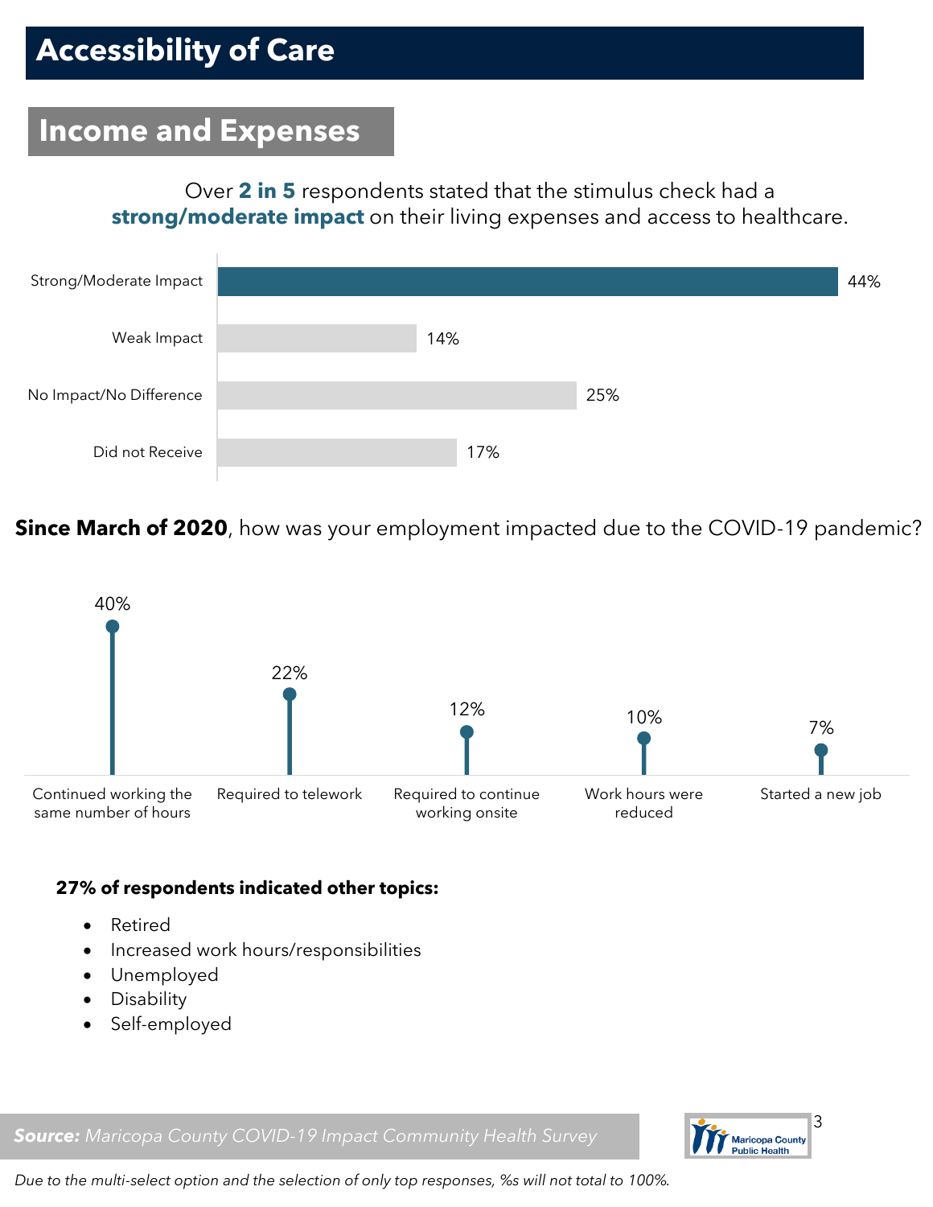# Accessibility of Care

## Income and Expenses

Over **2 in 5** respondents stated that the stimulus check had a **strong/moderate impact** on their living expenses and access to healthcare.

Strong/Moderate Impact 44%
Weak Impact 14%
No Impact/No Difference 25%
Did not Receive 17%

**Since March of 2020**, how was your employment impacted due to the COVID-19 pandemic?

40% Continued working the same number of hours
22% Required to telework
12% Required to continue working onsite
10% Work hours were reduced
7% Started a new job

**27% of respondents indicated other topics:**

- Retired
- Increased work hours/responsibilities
- Unemployed
- Disability
- Self-employed

***Source:*** *Maricopa County COVID-19 Impact Community Health Survey*

*Due to the multi-select option and the selection of only top responses, %s will not total to 100%.*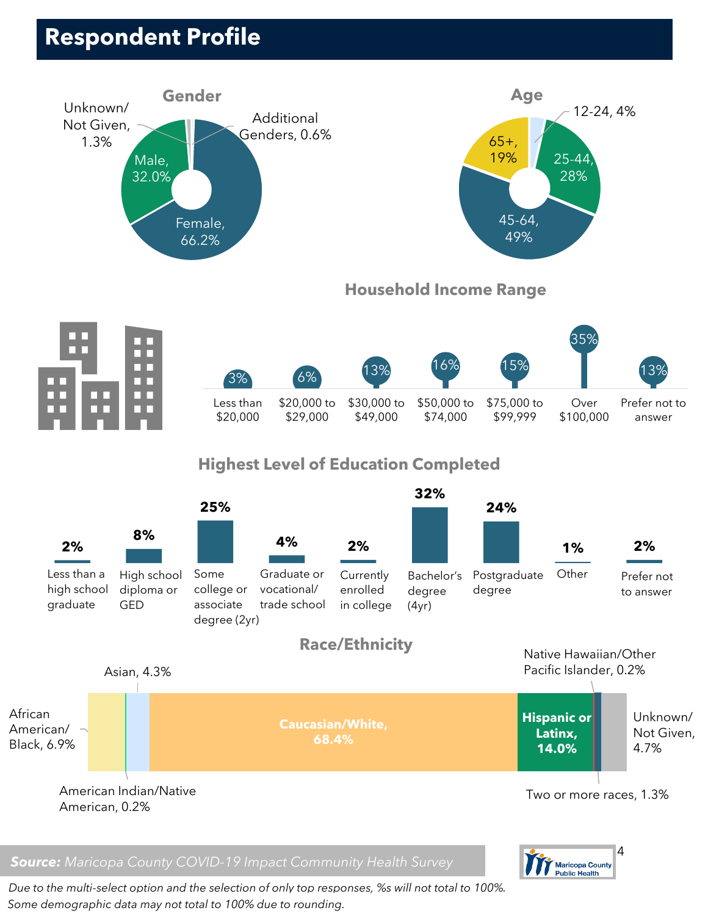# Respondent Profile

## Gender

Female, 66.2%

Male, 32.0%

Unknown/ Not Given, 1.3%

Additional Genders, 0.6%

## Age

12-24, 4%

25-44, 28%

45-64, 49%

65+, 19%

## Household Income Range

Less than $20,000: 3%

$20,000 to $29,000: 6%

$30,000 to $49,000: 13%

$50,000 to $74,000: 16%

$75,000 to $99,999: 15%

Over $100,000: 35%

Prefer not to answer: 13%

## Highest Level of Education Completed

Less than a high school graduate: 2%

High school diploma or GED: 8%

Some college or associate degree (2yr): 25%

Graduate or vocational/ trade school: 4%

Currently enrolled in college: 2%

Bachelor's degree (4yr): 32%

Postgraduate degree: 24%

Other: 1%

Prefer not to answer: 2%

## Race/Ethnicity

African American/ Black, 6.9%

American Indian/Native American, 0.2%

Asian, 4.3%

Caucasian/White, 68.4%

Hispanic or Latinx, 14.0%

Native Hawaiian/Other Pacific Islander, 0.2%

Two or more races, 1.3%

Unknown/ Not Given, 4.7%

***Source:*** *Maricopa County COVID-19 Impact Community Health Survey*

*Due to the multi-select option and the selection of only top responses, %s will not total to 100%.*
*Some demographic data may not total to 100% due to rounding.*